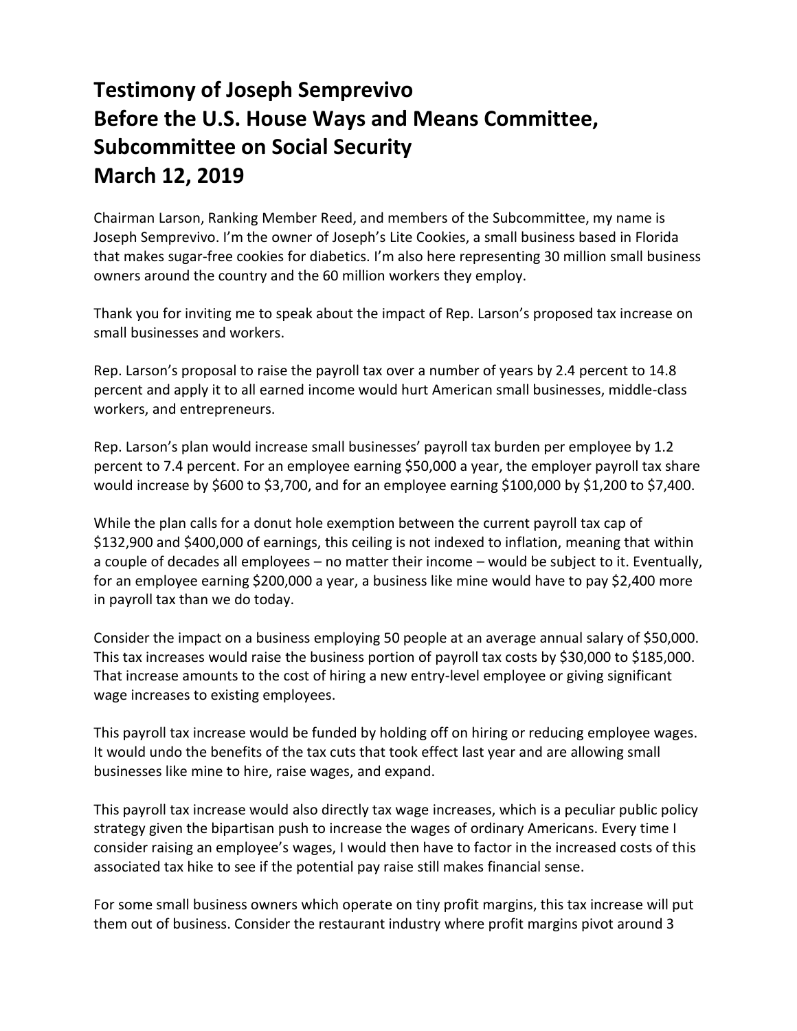# Testimony of Joseph Semprevivo
# Before the U.S. House Ways and Means Committee, Subcommittee on Social Security
# March 12, 2019

Chairman Larson, Ranking Member Reed, and members of the Subcommittee, my name is Joseph Semprevivo. I'm the owner of Joseph's Lite Cookies, a small business based in Florida that makes sugar-free cookies for diabetics. I'm also here representing 30 million small business owners around the country and the 60 million workers they employ.

Thank you for inviting me to speak about the impact of Rep. Larson's proposed tax increase on small businesses and workers.

Rep. Larson's proposal to raise the payroll tax over a number of years by 2.4 percent to 14.8 percent and apply it to all earned income would hurt American small businesses, middle-class workers, and entrepreneurs.

Rep. Larson's plan would increase small businesses' payroll tax burden per employee by 1.2 percent to 7.4 percent. For an employee earning $50,000 a year, the employer payroll tax share would increase by $600 to $3,700, and for an employee earning $100,000 by $1,200 to $7,400.

While the plan calls for a donut hole exemption between the current payroll tax cap of $132,900 and $400,000 of earnings, this ceiling is not indexed to inflation, meaning that within a couple of decades all employees – no matter their income – would be subject to it. Eventually, for an employee earning $200,000 a year, a business like mine would have to pay $2,400 more in payroll tax than we do today.

Consider the impact on a business employing 50 people at an average annual salary of $50,000. This tax increases would raise the business portion of payroll tax costs by $30,000 to $185,000. That increase amounts to the cost of hiring a new entry-level employee or giving significant wage increases to existing employees.

This payroll tax increase would be funded by holding off on hiring or reducing employee wages. It would undo the benefits of the tax cuts that took effect last year and are allowing small businesses like mine to hire, raise wages, and expand.

This payroll tax increase would also directly tax wage increases, which is a peculiar public policy strategy given the bipartisan push to increase the wages of ordinary Americans. Every time I consider raising an employee's wages, I would then have to factor in the increased costs of this associated tax hike to see if the potential pay raise still makes financial sense.

For some small business owners which operate on tiny profit margins, this tax increase will put them out of business. Consider the restaurant industry where profit margins pivot around 3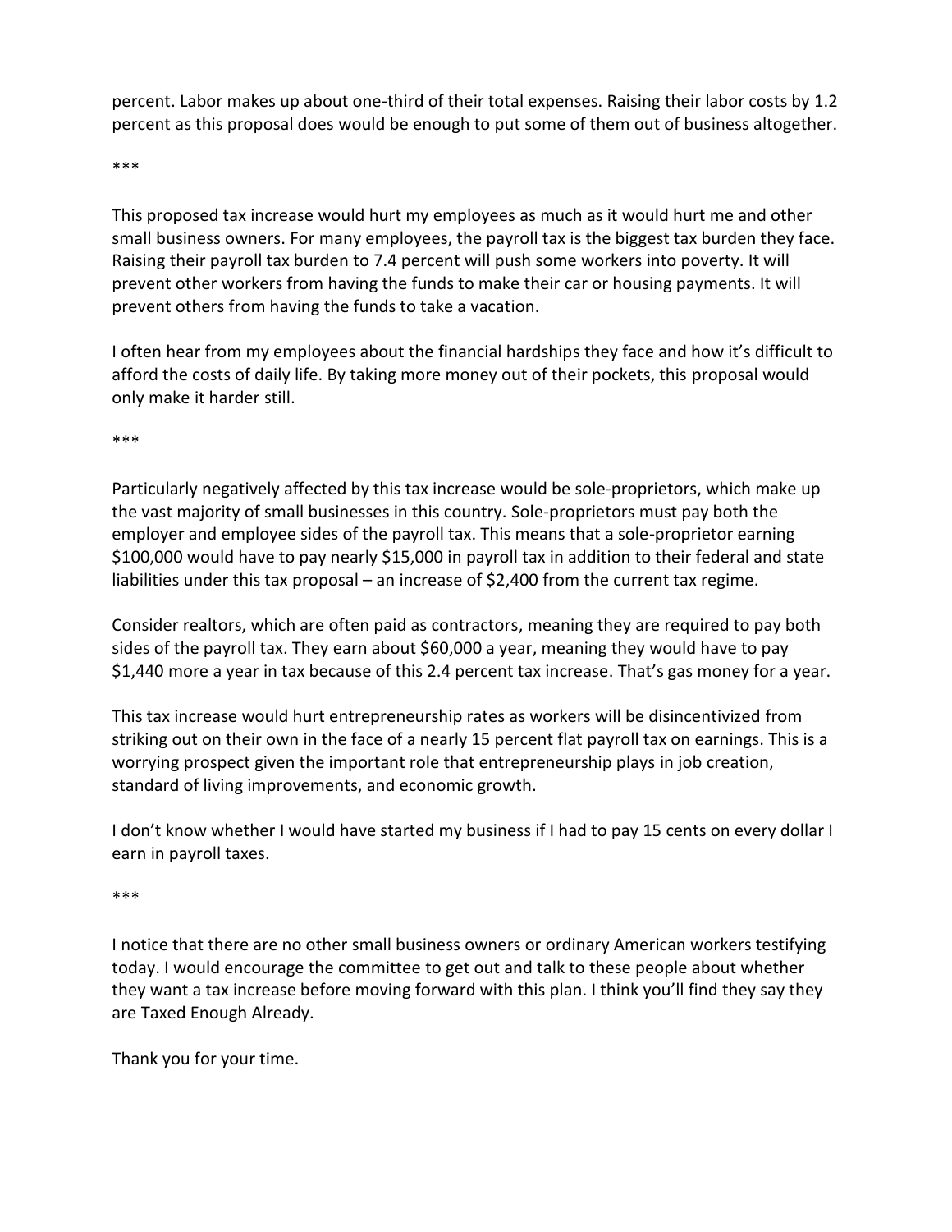percent. Labor makes up about one-third of their total expenses. Raising their labor costs by 1.2 percent as this proposal does would be enough to put some of them out of business altogether.

***

This proposed tax increase would hurt my employees as much as it would hurt me and other small business owners. For many employees, the payroll tax is the biggest tax burden they face. Raising their payroll tax burden to 7.4 percent will push some workers into poverty. It will prevent other workers from having the funds to make their car or housing payments. It will prevent others from having the funds to take a vacation.

I often hear from my employees about the financial hardships they face and how it's difficult to afford the costs of daily life. By taking more money out of their pockets, this proposal would only make it harder still.

***

Particularly negatively affected by this tax increase would be sole-proprietors, which make up the vast majority of small businesses in this country. Sole-proprietors must pay both the employer and employee sides of the payroll tax. This means that a sole-proprietor earning $100,000 would have to pay nearly $15,000 in payroll tax in addition to their federal and state liabilities under this tax proposal – an increase of $2,400 from the current tax regime.

Consider realtors, which are often paid as contractors, meaning they are required to pay both sides of the payroll tax. They earn about $60,000 a year, meaning they would have to pay $1,440 more a year in tax because of this 2.4 percent tax increase. That's gas money for a year.

This tax increase would hurt entrepreneurship rates as workers will be disincentivized from striking out on their own in the face of a nearly 15 percent flat payroll tax on earnings. This is a worrying prospect given the important role that entrepreneurship plays in job creation, standard of living improvements, and economic growth.

I don't know whether I would have started my business if I had to pay 15 cents on every dollar I earn in payroll taxes.

***

I notice that there are no other small business owners or ordinary American workers testifying today. I would encourage the committee to get out and talk to these people about whether they want a tax increase before moving forward with this plan. I think you'll find they say they are Taxed Enough Already.

Thank you for your time.